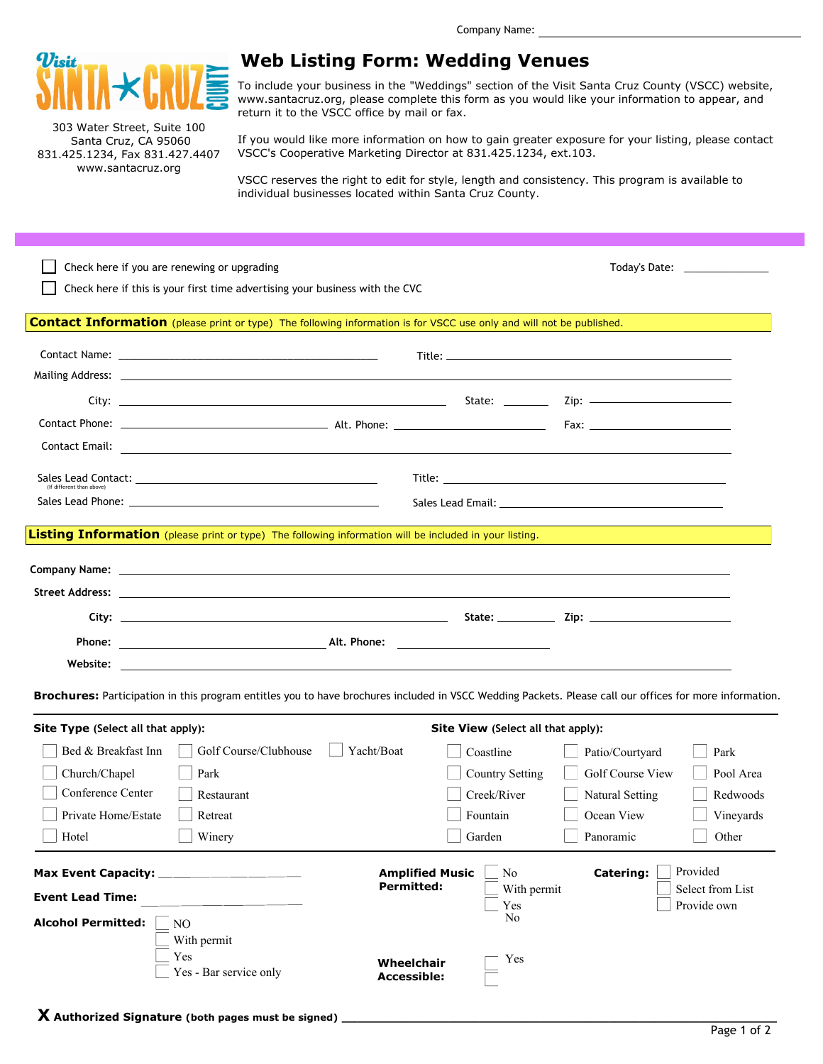Company Name: ____________________

Visit Santa Cruz County

303 Water Street, Suite 100
Santa Cruz, CA 95060
831.425.1234, Fax 831.427.4407
www.santacruz.org

# Web Listing Form: Wedding Venues

To include your business in the "Weddings" section of the Visit Santa Cruz County (VSCC) website, www.santacruz.org, please complete this form as you would like your information to appear, and return it to the VSCC office by mail or fax.

If you would like more information on how to gain greater exposure for your listing, please contact VSCC's Cooperative Marketing Director at 831.425.1234, ext.103.

VSCC reserves the right to edit for style, length and consistency. This program is available to individual businesses located within Santa Cruz County.

☐ Check here if you are renewing or upgrading

☐ Check here if this is your first time advertising your business with the CVC

Today's Date: ____________

## Contact Information (please print or type) The following information is for VSCC use only and will not be published.

Contact Name: ____________________ Title: ____________________

Mailing Address: ____________________

City: ____________________ State: ________ Zip: ____________

Contact Phone: ____________________ Alt. Phone: ____________________ Fax: ____________

Contact Email: ____________________

Sales Lead Contact: ____________________ Title: ____________________
(If different than above)

Sales Lead Phone: ____________________ Sales Lead Email: ____________________

## Listing Information (please print or type) The following information will be included in your listing.

**Company Name:** ____________________

**Street Address:** ____________________

**City:** ____________________ **State:** ________ **Zip:** ____________

**Phone:** ____________________ **Alt. Phone:** ____________________

**Website:** ____________________

**Brochures:** Participation in this program entitles you to have brochures included in VSCC Wedding Packets. Please call our offices for more information.

**Site Type** (Select all that apply):

☐ Bed & Breakfast Inn ☐ Golf Course/Clubhouse ☐ Yacht/Boat
☐ Church/Chapel ☐ Park
☐ Conference Center ☐ Restaurant
☐ Private Home/Estate ☐ Retreat
☐ Hotel ☐ Winery

**Site View** (Select all that apply):

☐ Coastline ☐ Patio/Courtyard ☐ Park
☐ Country Setting ☐ Golf Course View ☐ Pool Area
☐ Creek/River ☐ Natural Setting ☐ Redwoods
☐ Fountain ☐ Ocean View ☐ Vineyards
☐ Garden ☐ Panoramic ☐ Other

**Max Event Capacity:** ____________

**Event Lead Time:** ____________

**Alcohol Permitted:**
☐ NO
☐ With permit
☐ Yes
☐ Yes - Bar service only

**Amplified Music Permitted:**
☐ No
☐ With permit
☐ Yes
No

**Catering:**
☐ Provided
☐ Select from List
☐ Provide own

**Wheelchair Accessible:**
☐ Yes
☐

**X Authorized Signature (both pages must be signed)** ____________________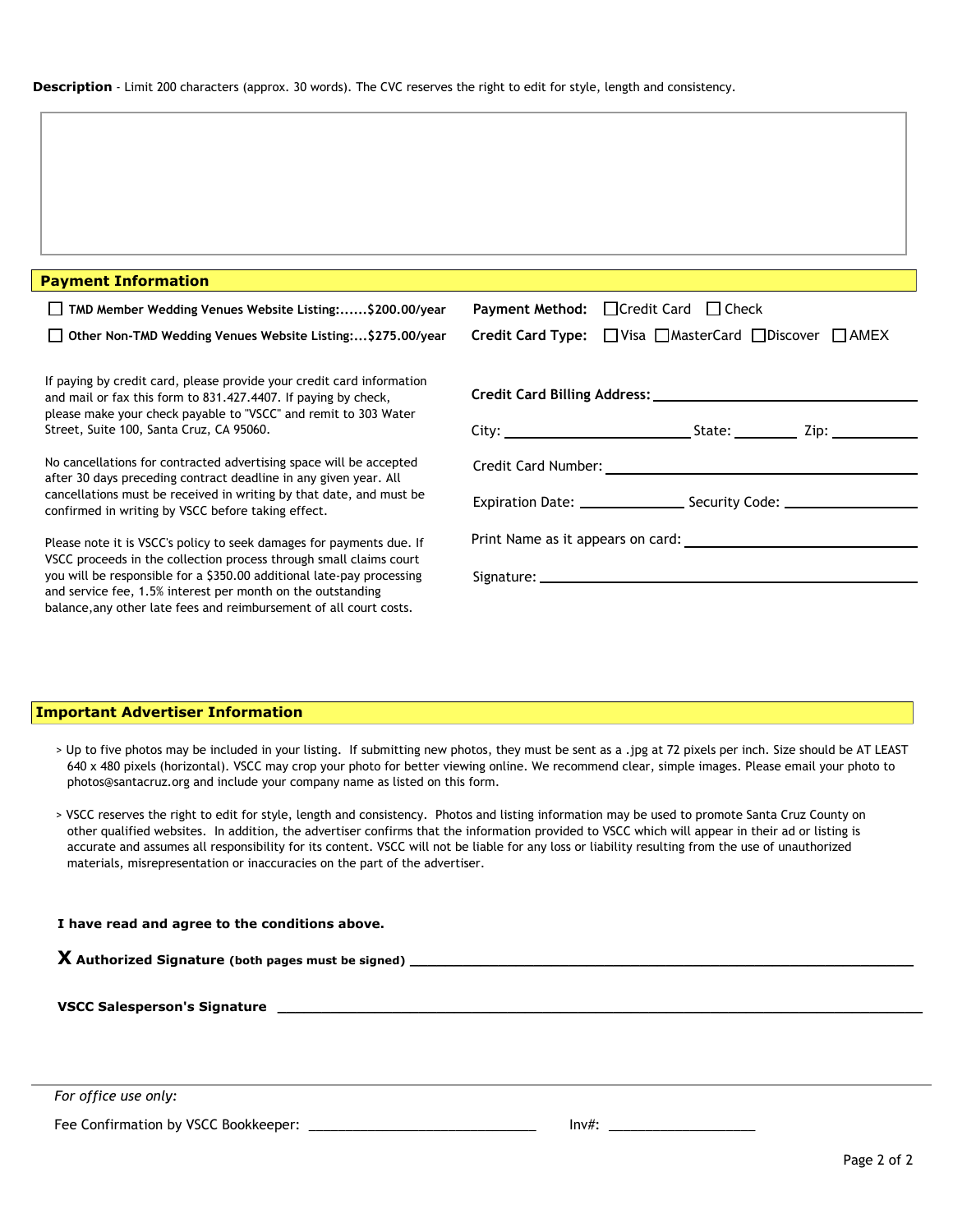**Description** - Limit 200 characters (approx. 30 words). The CVC reserves the right to edit for style, length and consistency.

## Payment Information

☐ **TMD Member Wedding Venues Website Listing:......$200.00/year**

☐ **Other Non-TMD Wedding Venues Website Listing:...$275.00/year**

If paying by credit card, please provide your credit card information and mail or fax this form to 831.427.4407. If paying by check, please make your check payable to "VSCC" and remit to 303 Water Street, Suite 100, Santa Cruz, CA 95060.

No cancellations for contracted advertising space will be accepted after 30 days preceding contract deadline in any given year. All cancellations must be received in writing by that date, and must be confirmed in writing by VSCC before taking effect.

Please note it is VSCC's policy to seek damages for payments due. If VSCC proceeds in the collection process through small claims court you will be responsible for a $350.00 additional late-pay processing and service fee, 1.5% interest per month on the outstanding balance,any other late fees and reimbursement of all court costs.

**Payment Method:** ☐ Credit Card ☐ Check

**Credit Card Type:** ☐ Visa ☐ MasterCard ☐ Discover ☐ AMEX

**Credit Card Billing Address:** ____________________

City: ____________________ State: ________ Zip: __________

Credit Card Number: ____________________

Expiration Date: ____________ Security Code: ____________

Print Name as it appears on card: ____________________

Signature: ____________________

## Important Advertiser Information

> Up to five photos may be included in your listing. If submitting new photos, they must be sent as a .jpg at 72 pixels per inch. Size should be AT LEAST 640 x 480 pixels (horizontal). VSCC may crop your photo for better viewing online. We recommend clear, simple images. Please email your photo to photos@santacruz.org and include your company name as listed on this form.

> VSCC reserves the right to edit for style, length and consistency. Photos and listing information may be used to promote Santa Cruz County on other qualified websites. In addition, the advertiser confirms that the information provided to VSCC which will appear in their ad or listing is accurate and assumes all responsibility for its content. VSCC will not be liable for any loss or liability resulting from the use of unauthorized materials, misrepresentation or inaccuracies on the part of the advertiser.

**I have read and agree to the conditions above.**

**X Authorized Signature (both pages must be signed)** ____________________

**VSCC Salesperson's Signature** ____________________

*For office use only:*

Fee Confirmation by VSCC Bookkeeper: ____________________ Inv#: ____________